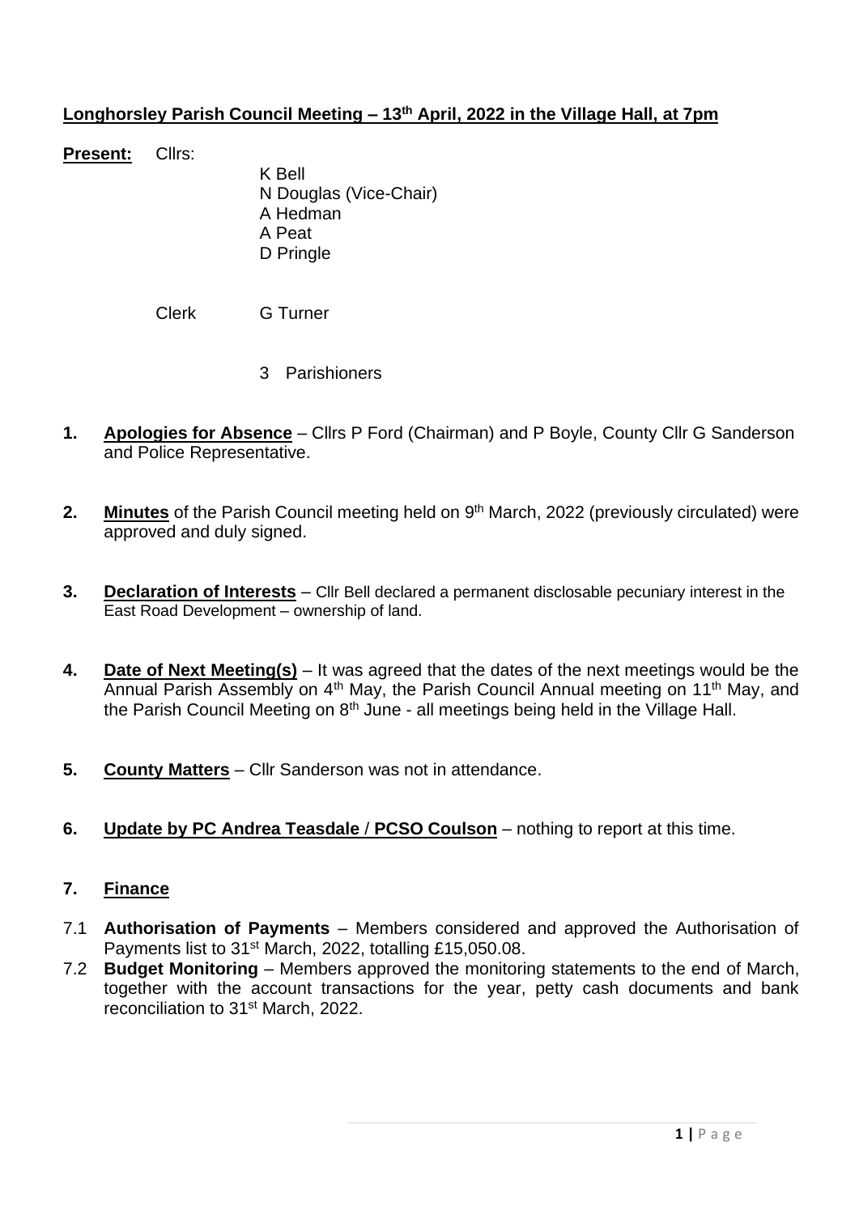**Longhorsley Parish Council Meeting – 13th April, 2022 in the Village Hall, at 7pm**

**Present:** Cllrs:

K Bell
N Douglas (Vice-Chair)
A Hedman
A Peat
D Pringle

Clerk G Turner

3 Parishioners

1. **Apologies for Absence** – Cllrs P Ford (Chairman) and P Boyle, County Cllr G Sanderson and Police Representative.

2. **Minutes** of the Parish Council meeting held on 9th March, 2022 (previously circulated) were approved and duly signed.

3. **Declaration of Interests** – Cllr Bell declared a permanent disclosable pecuniary interest in the East Road Development – ownership of land.

4. **Date of Next Meeting(s)** – It was agreed that the dates of the next meetings would be the Annual Parish Assembly on 4th May, the Parish Council Annual meeting on 11th May, and the Parish Council Meeting on 8th June - all meetings being held in the Village Hall.

5. **County Matters** – Cllr Sanderson was not in attendance.

6. **Update by PC Andrea Teasdale / PCSO Coulson** – nothing to report at this time.

7. **Finance**

7.1 **Authorisation of Payments** – Members considered and approved the Authorisation of Payments list to 31st March, 2022, totalling £15,050.08.

7.2 **Budget Monitoring** – Members approved the monitoring statements to the end of March, together with the account transactions for the year, petty cash documents and bank reconciliation to 31st March, 2022.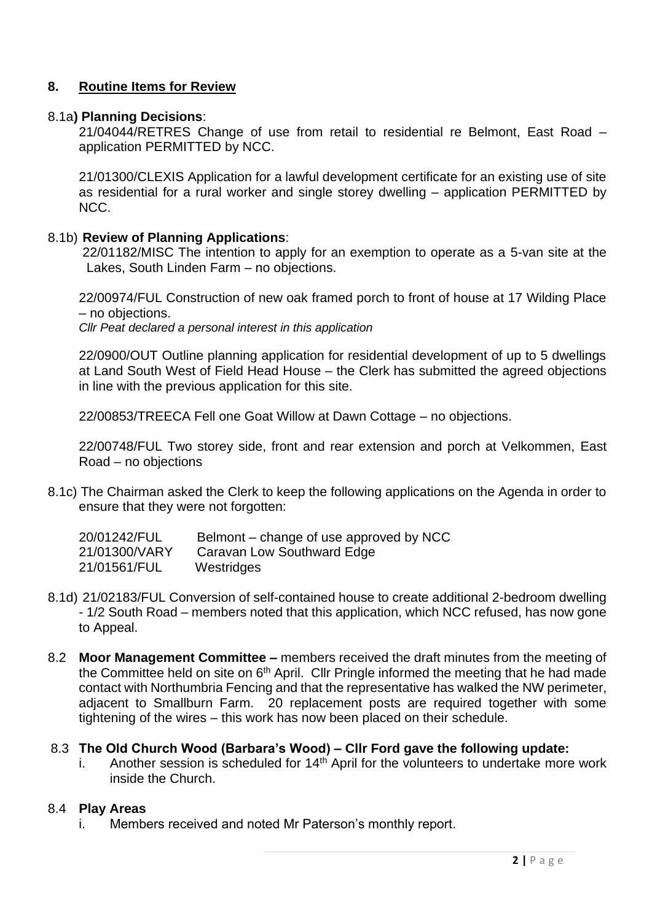## 8. Routine Items for Review

8.1a**) Planning Decisions**:

21/04044/RETRES Change of use from retail to residential re Belmont, East Road – application PERMITTED by NCC.

21/01300/CLEXIS Application for a lawful development certificate for an existing use of site as residential for a rural worker and single storey dwelling – application PERMITTED by NCC.

8.1b) **Review of Planning Applications**:

22/01182/MISC The intention to apply for an exemption to operate as a 5-van site at the Lakes, South Linden Farm – no objections.

22/00974/FUL Construction of new oak framed porch to front of house at 17 Wilding Place – no objections.
*Cllr Peat declared a personal interest in this application*

22/0900/OUT Outline planning application for residential development of up to 5 dwellings at Land South West of Field Head House – the Clerk has submitted the agreed objections in line with the previous application for this site.

22/00853/TREECA Fell one Goat Willow at Dawn Cottage – no objections.

22/00748/FUL Two storey side, front and rear extension and porch at Velkommen, East Road – no objections

8.1c) The Chairman asked the Clerk to keep the following applications on the Agenda in order to ensure that they were not forgotten:

| | |
|---|---|
| 20/01242/FUL | Belmont – change of use approved by NCC |
| 21/01300/VARY | Caravan Low Southward Edge |
| 21/01561/FUL | Westridges |

8.1d) 21/02183/FUL Conversion of self-contained house to create additional 2-bedroom dwelling - 1/2 South Road – members noted that this application, which NCC refused, has now gone to Appeal.

8.2 **Moor Management Committee –** members received the draft minutes from the meeting of the Committee held on site on 6th April. Cllr Pringle informed the meeting that he had made contact with Northumbria Fencing and that the representative has walked the NW perimeter, adjacent to Smallburn Farm. 20 replacement posts are required together with some tightening of the wires – this work has now been placed on their schedule.

8.3 **The Old Church Wood (Barbara's Wood) – Cllr Ford gave the following update:**

i. Another session is scheduled for 14th April for the volunteers to undertake more work inside the Church.

8.4 **Play Areas**

i. Members received and noted Mr Paterson's monthly report.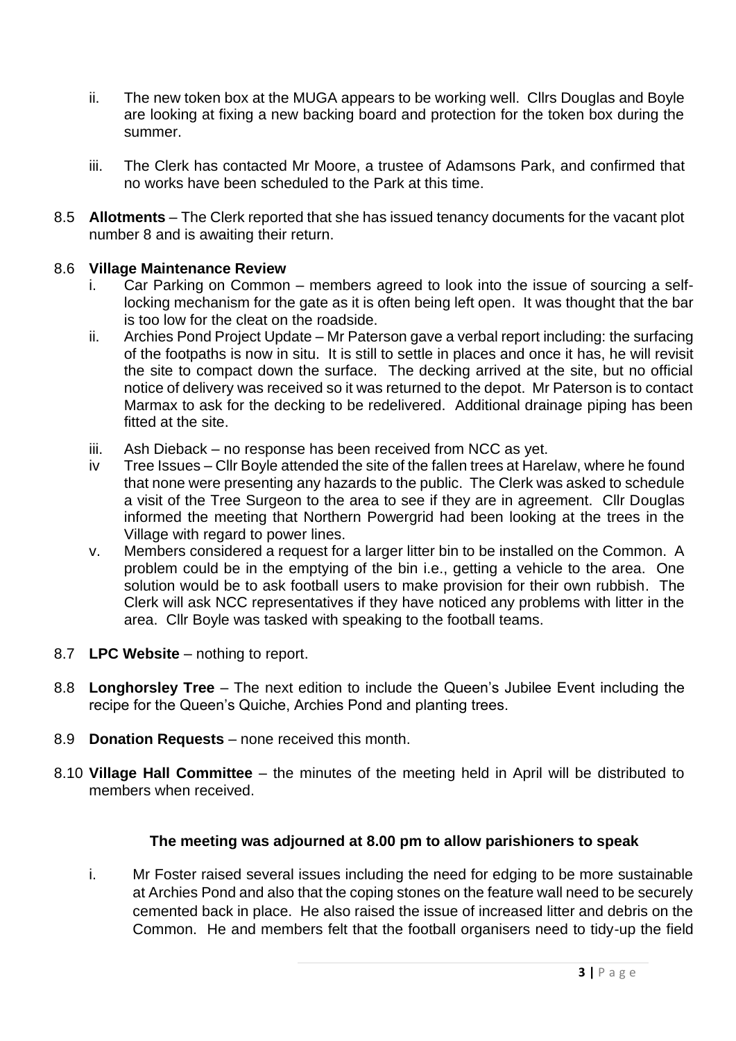ii. The new token box at the MUGA appears to be working well. Cllrs Douglas and Boyle are looking at fixing a new backing board and protection for the token box during the summer.

iii. The Clerk has contacted Mr Moore, a trustee of Adamsons Park, and confirmed that no works have been scheduled to the Park at this time.

8.5 **Allotments** – The Clerk reported that she has issued tenancy documents for the vacant plot number 8 and is awaiting their return.

8.6 **Village Maintenance Review**

i. Car Parking on Common – members agreed to look into the issue of sourcing a self-locking mechanism for the gate as it is often being left open. It was thought that the bar is too low for the cleat on the roadside.

ii. Archies Pond Project Update – Mr Paterson gave a verbal report including: the surfacing of the footpaths is now in situ. It is still to settle in places and once it has, he will revisit the site to compact down the surface. The decking arrived at the site, but no official notice of delivery was received so it was returned to the depot. Mr Paterson is to contact Marmax to ask for the decking to be redelivered. Additional drainage piping has been fitted at the site.

iii. Ash Dieback – no response has been received from NCC as yet.

iv Tree Issues – Cllr Boyle attended the site of the fallen trees at Harelaw, where he found that none were presenting any hazards to the public. The Clerk was asked to schedule a visit of the Tree Surgeon to the area to see if they are in agreement. Cllr Douglas informed the meeting that Northern Powergrid had been looking at the trees in the Village with regard to power lines.

v. Members considered a request for a larger litter bin to be installed on the Common. A problem could be in the emptying of the bin i.e., getting a vehicle to the area. One solution would be to ask football users to make provision for their own rubbish. The Clerk will ask NCC representatives if they have noticed any problems with litter in the area. Cllr Boyle was tasked with speaking to the football teams.

8.7 **LPC Website** – nothing to report.

8.8 **Longhorsley Tree** – The next edition to include the Queen's Jubilee Event including the recipe for the Queen's Quiche, Archies Pond and planting trees.

8.9 **Donation Requests** – none received this month.

8.10 **Village Hall Committee** – the minutes of the meeting held in April will be distributed to members when received.

**The meeting was adjourned at 8.00 pm to allow parishioners to speak**

i. Mr Foster raised several issues including the need for edging to be more sustainable at Archies Pond and also that the coping stones on the feature wall need to be securely cemented back in place. He also raised the issue of increased litter and debris on the Common. He and members felt that the football organisers need to tidy-up the field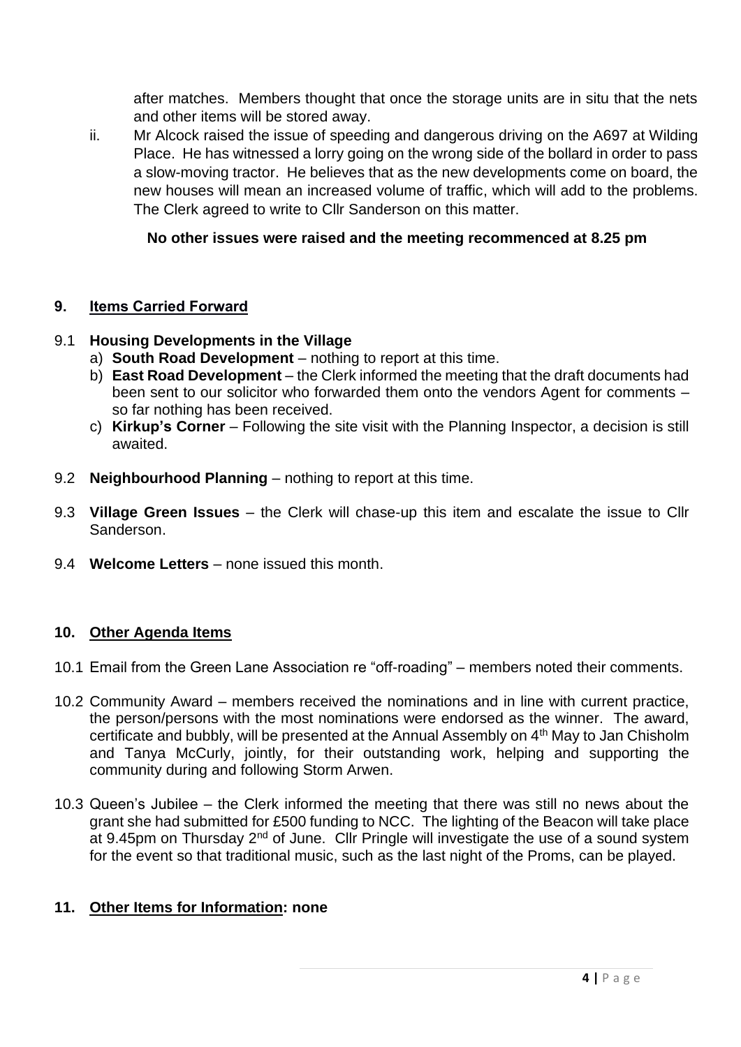after matches. Members thought that once the storage units are in situ that the nets and other items will be stored away.

ii. Mr Alcock raised the issue of speeding and dangerous driving on the A697 at Wilding Place. He has witnessed a lorry going on the wrong side of the bollard in order to pass a slow-moving tractor. He believes that as the new developments come on board, the new houses will mean an increased volume of traffic, which will add to the problems. The Clerk agreed to write to Cllr Sanderson on this matter.

**No other issues were raised and the meeting recommenced at 8.25 pm**

## 9. Items Carried Forward

9.1 **Housing Developments in the Village**

a) **South Road Development** – nothing to report at this time.

b) **East Road Development** – the Clerk informed the meeting that the draft documents had been sent to our solicitor who forwarded them onto the vendors Agent for comments – so far nothing has been received.

c) **Kirkup's Corner** – Following the site visit with the Planning Inspector, a decision is still awaited.

9.2 **Neighbourhood Planning** – nothing to report at this time.

9.3 **Village Green Issues** – the Clerk will chase-up this item and escalate the issue to Cllr Sanderson.

9.4 **Welcome Letters** – none issued this month.

## 10. Other Agenda Items

10.1 Email from the Green Lane Association re "off-roading" – members noted their comments.

10.2 Community Award – members received the nominations and in line with current practice, the person/persons with the most nominations were endorsed as the winner. The award, certificate and bubbly, will be presented at the Annual Assembly on 4th May to Jan Chisholm and Tanya McCurly, jointly, for their outstanding work, helping and supporting the community during and following Storm Arwen.

10.3 Queen's Jubilee – the Clerk informed the meeting that there was still no news about the grant she had submitted for £500 funding to NCC. The lighting of the Beacon will take place at 9.45pm on Thursday 2nd of June. Cllr Pringle will investigate the use of a sound system for the event so that traditional music, such as the last night of the Proms, can be played.

## 11. Other Items for Information: none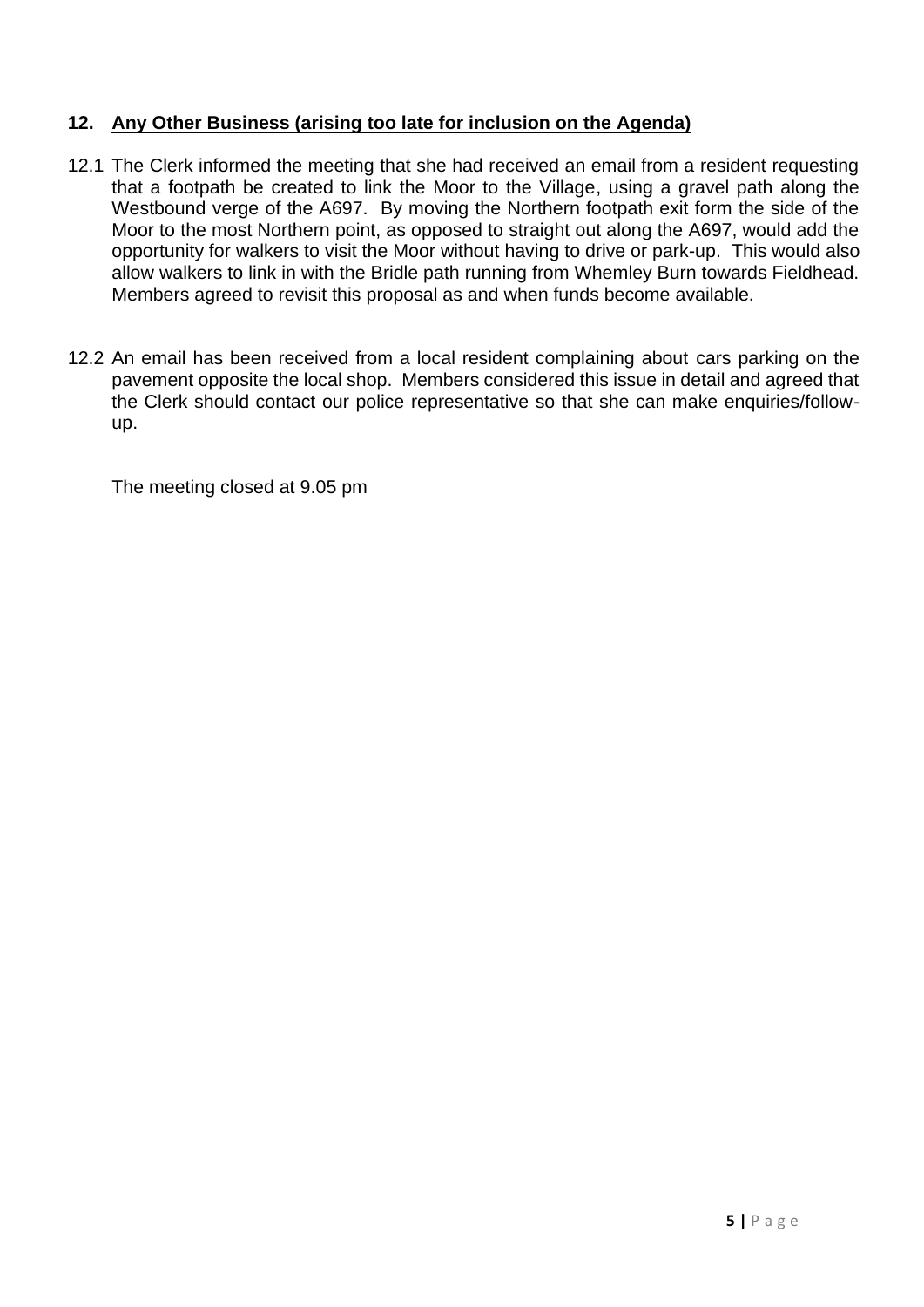## 12. <u>Any Other Business (arising too late for inclusion on the Agenda)</u>

12.1 The Clerk informed the meeting that she had received an email from a resident requesting that a footpath be created to link the Moor to the Village, using a gravel path along the Westbound verge of the A697. By moving the Northern footpath exit form the side of the Moor to the most Northern point, as opposed to straight out along the A697, would add the opportunity for walkers to visit the Moor without having to drive or park-up. This would also allow walkers to link in with the Bridle path running from Whemley Burn towards Fieldhead. Members agreed to revisit this proposal as and when funds become available.

12.2 An email has been received from a local resident complaining about cars parking on the pavement opposite the local shop. Members considered this issue in detail and agreed that the Clerk should contact our police representative so that she can make enquiries/follow-up.

The meeting closed at 9.05 pm